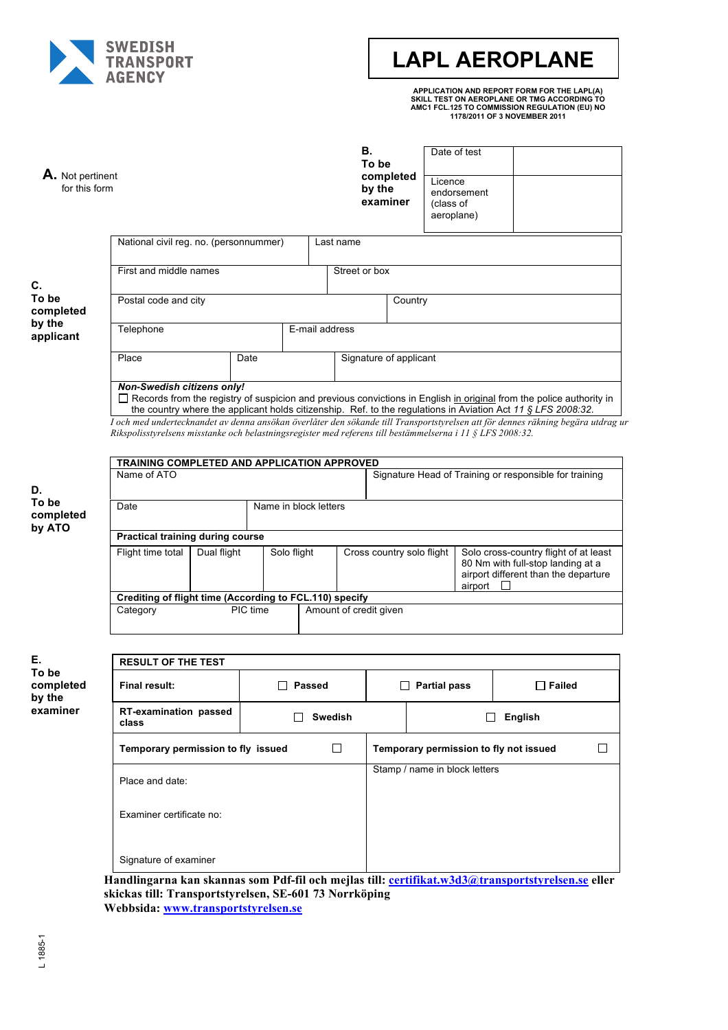SWEDISH TRANSPORT AGENCY

# LAPL AEROPLANE

**APPLICATION AND REPORT FORM FOR THE LAPL(A) SKILL TEST ON AEROPLANE OR TMG ACCORDING TO AMC1 FCL.125 TO COMMISSION REGULATION (EU) NO 1178/2011 OF 3 NOVEMBER 2011**

**A.** Not pertinent for this form

**B. To be completed by the examiner**

| Date of test | |
|---|---|
| Licence endorsement (class of aeroplane) | |

**C. To be completed by the applicant**

| National civil reg. no. (personnummer) | Last name |
|---|---|
| First and middle names | Street or box |
| Postal code and city | Country |
| Telephone | E-mail address |

| Place | Date | Signature of applicant |
|---|---|---|
| | | |

***Non-Swedish citizens only!***

☐ Records from the registry of suspicion and previous convictions in English in original from the police authority in the country where the applicant holds citizenship. Ref. to the regulations in Aviation Act *11 § LFS 2008:32.*

*I och med undertecknandet av denna ansökan överlåter den sökande till Transportstyrelsen att för dennes räkning begära utdrag ur Rikspolisstyrelsens misstanke och belastningsregister med referens till bestämmelserna i 11 § LFS 2008:32.*

**D. To be completed by ATO**

**TRAINING COMPLETED AND APPLICATION APPROVED**

| Name of ATO | Signature Head of Training or responsible for training |
|---|---|
| Date | Name in block letters |

**Practical training during course**

| Flight time total | Dual flight | Solo flight | Cross country solo flight | Solo cross-country flight of at least 80 Nm with full-stop landing at a airport different than the departure airport ☐ |
|---|---|---|---|---|
| | | | | |

**Crediting of flight time (According to FCL.110) specify**

| Category | PIC time | Amount of credit given |
|---|---|---|
| | | |

**E. To be completed by the examiner**

| **RESULT OF THE TEST** | | | |
|---|---|---|---|
| **Final result:** | ☐ **Passed** | ☐ **Partial pass** | ☐ **Failed** |
| **RT-examination passed class** | ☐ **Swedish** | ☐ **English** | |
| **Temporary permission to fly issued** ☐ | | **Temporary permission to fly not issued** ☐ | |

| Place and date: | Stamp / name in block letters |
|---|---|
| Examiner certificate no: | |
| Signature of examiner | |

**Handlingarna kan skannas som Pdf-fil och mejlas till: certifikat.w3d3@transportstyrelsen.se eller skickas till: Transportstyrelsen, SE-601 73 Norrköping**
**Webbsida: www.transportstyrelsen.se**

L 1885-1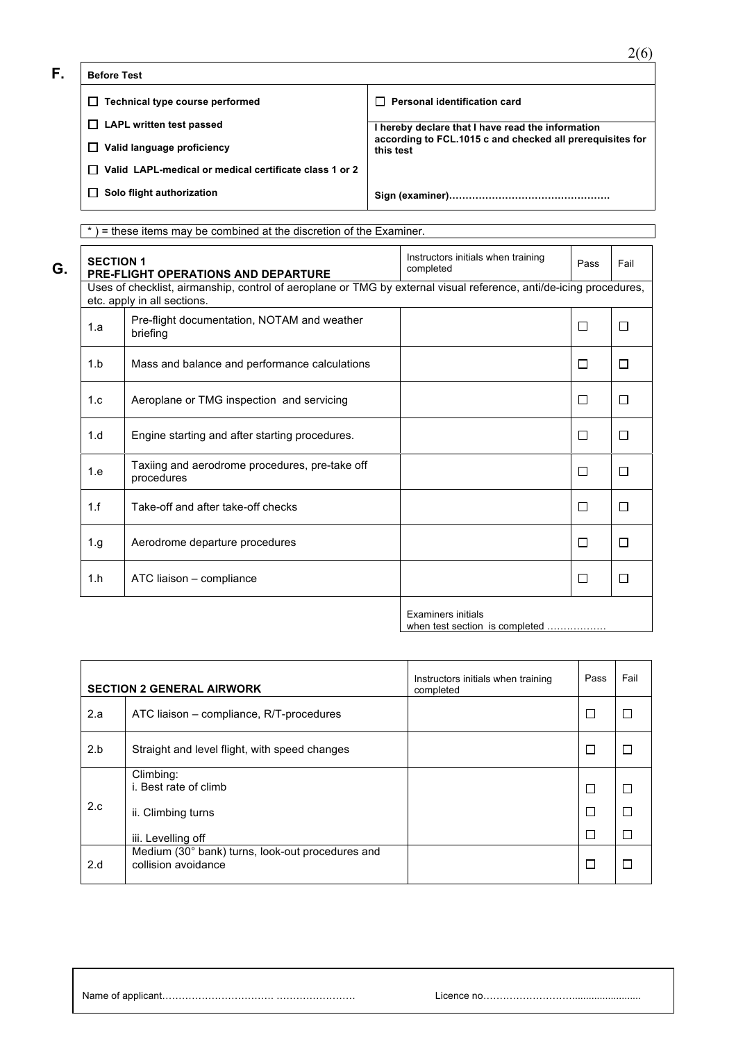**F.**

| **Before Test** | |
|---|---|
| ☐ **Technical type course performed** | ☐ **Personal identification card** |
| ☐ **LAPL written test passed** | **I hereby declare that I have read the information according to FCL.1015 c and checked all prerequisites for this test** |
| ☐ **Valid language proficiency** | |
| ☐ **Valid LAPL-medical or medical certificate class 1 or 2** | |
| ☐ **Solo flight authorization** | **Sign (examiner)…………………………………………** |

*) = these items may be combined at the discretion of the Examiner.

**G.**

| | **SECTION 1 PRE-FLIGHT OPERATIONS AND DEPARTURE** | Instructors initials when training completed | Pass | Fail |
|---|---|---|---|---|
| Uses of checklist, airmanship, control of aeroplane or TMG by external visual reference, anti/de-icing procedures, etc. apply in all sections. | | | | |
| 1.a | Pre-flight documentation, NOTAM and weather briefing | | ☐ | ☐ |
| 1.b | Mass and balance and performance calculations | | ☐ | ☐ |
| 1.c | Aeroplane or TMG inspection and servicing | | ☐ | ☐ |
| 1.d | Engine starting and after starting procedures. | | ☐ | ☐ |
| 1.e | Taxiing and aerodrome procedures, pre-take off procedures | | ☐ | ☐ |
| 1.f | Take-off and after take-off checks | | ☐ | ☐ |
| 1.g | Aerodrome departure procedures | | ☐ | ☐ |
| 1.h | ATC liaison – compliance | | ☐ | ☐ |
| | | Examiners initials when test section is completed ……………… | | |

| | **SECTION 2 GENERAL AIRWORK** | Instructors initials when training completed | Pass | Fail |
|---|---|---|---|---|
| 2.a | ATC liaison – compliance, R/T-procedures | | ☐ | ☐ |
| 2.b | Straight and level flight, with speed changes | | ☐ | ☐ |
| 2.c | Climbing:<br>i. Best rate of climb<br>ii. Climbing turns<br>iii. Levelling off | | ☐<br>☐<br>☐ | ☐<br>☐<br>☐ |
| 2.d | Medium (30° bank) turns, look-out procedures and collision avoidance | | ☐ | ☐ |

Name of applicant……………………………. ……………………  Licence no……………………….......................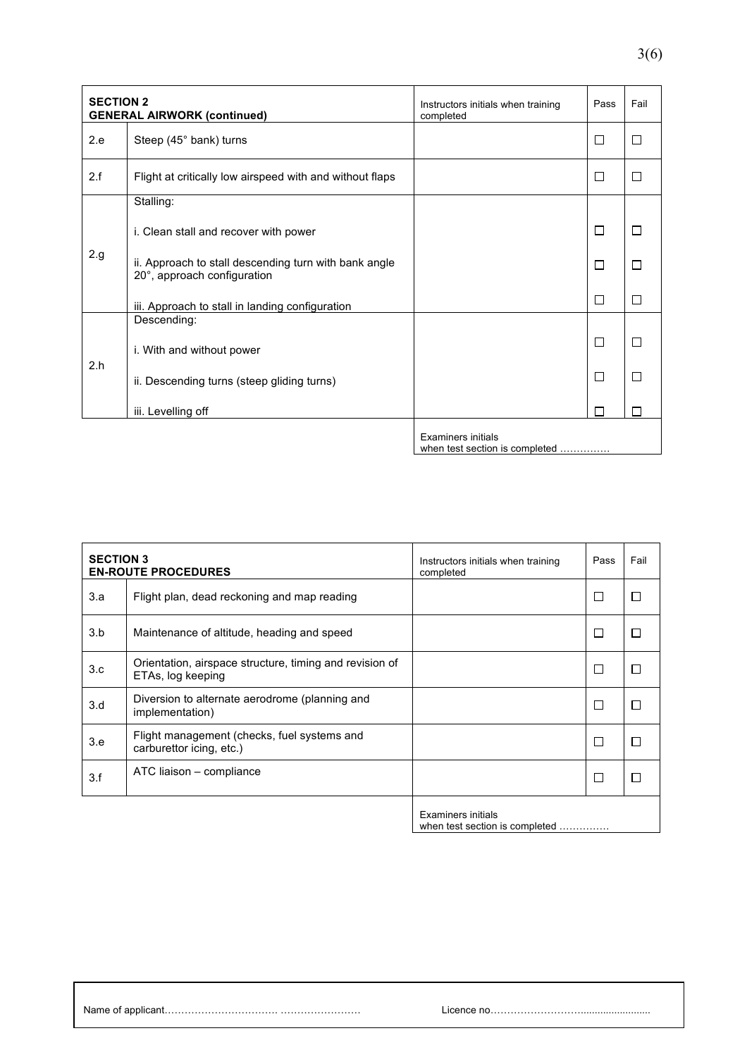| **SECTION 2<br>GENERAL AIRWORK (continued)** | | Instructors initials when training completed | Pass | Fail |
|---|---|---|---|---|
| 2.e | Steep (45° bank) turns | | ☐ | ☐ |
| 2.f | Flight at critically low airspeed with and without flaps | | ☐ | ☐ |
| 2.g | Stalling: | | | |
| | i. Clean stall and recover with power | | ☐ | ☐ |
| | ii. Approach to stall descending turn with bank angle 20°, approach configuration | | ☐ | ☐ |
| | iii. Approach to stall in landing configuration | | ☐ | ☐ |
| 2.h | Descending: | | | |
| | i. With and without power | | ☐ | ☐ |
| | ii. Descending turns (steep gliding turns) | | ☐ | ☐ |
| | iii. Levelling off | | ☐ | ☐ |
| | | Examiners initials when test section is completed …………… | | |

| **SECTION 3<br>EN-ROUTE PROCEDURES** | | Instructors initials when training completed | Pass | Fail |
|---|---|---|---|---|
| 3.a | Flight plan, dead reckoning and map reading | | ☐ | ☐ |
| 3.b | Maintenance of altitude, heading and speed | | ☐ | ☐ |
| 3.c | Orientation, airspace structure, timing and revision of ETAs, log keeping | | ☐ | ☐ |
| 3.d | Diversion to alternate aerodrome (planning and implementation) | | ☐ | ☐ |
| 3.e | Flight management (checks, fuel systems and carburettor icing, etc.) | | ☐ | ☐ |
| 3.f | ATC liaison – compliance | | ☐ | ☐ |
| | | Examiners initials when test section is completed …………… | | |

Name of applicant……………………………. ……………………    Licence no………………………........................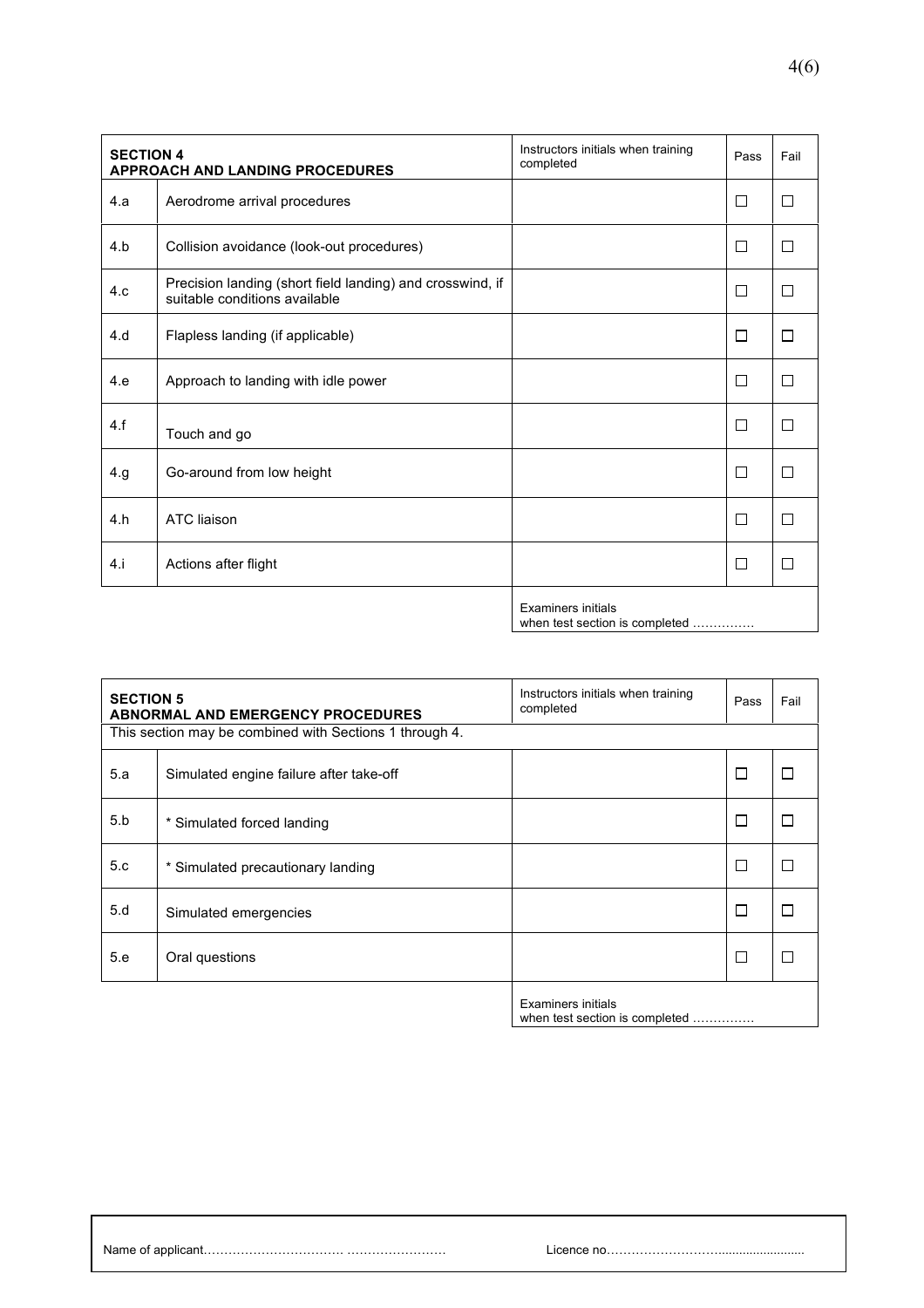| SECTION 4<br>**APPROACH AND LANDING PROCEDURES** | | Instructors initials when training completed | Pass | Fail |
|---|---|---|---|---|
| 4.a | Aerodrome arrival procedures | | ☐ | ☐ |
| 4.b | Collision avoidance (look-out procedures) | | ☐ | ☐ |
| 4.c | Precision landing (short field landing) and crosswind, if suitable conditions available | | ☐ | ☐ |
| 4.d | Flapless landing (if applicable) | | ☐ | ☐ |
| 4.e | Approach to landing with idle power | | ☐ | ☐ |
| 4.f | Touch and go | | ☐ | ☐ |
| 4.g | Go-around from low height | | ☐ | ☐ |
| 4.h | ATC liaison | | ☐ | ☐ |
| 4.i | Actions after flight | | ☐ | ☐ |
| | | Examiners initials when test section is completed …………… | | |

| SECTION 5<br>**ABNORMAL AND EMERGENCY PROCEDURES** | | Instructors initials when training completed | Pass | Fail |
|---|---|---|---|---|
| This section may be combined with Sections 1 through 4. | | | | |
| 5.a | Simulated engine failure after take-off | | ☐ | ☐ |
| 5.b | * Simulated forced landing | | ☐ | ☐ |
| 5.c | * Simulated precautionary landing | | ☐ | ☐ |
| 5.d | Simulated emergencies | | ☐ | ☐ |
| 5.e | Oral questions | | ☐ | ☐ |
| | | Examiners initials when test section is completed …………… | | |

Name of applicant……………………………. ……………………  Licence no………………………..........................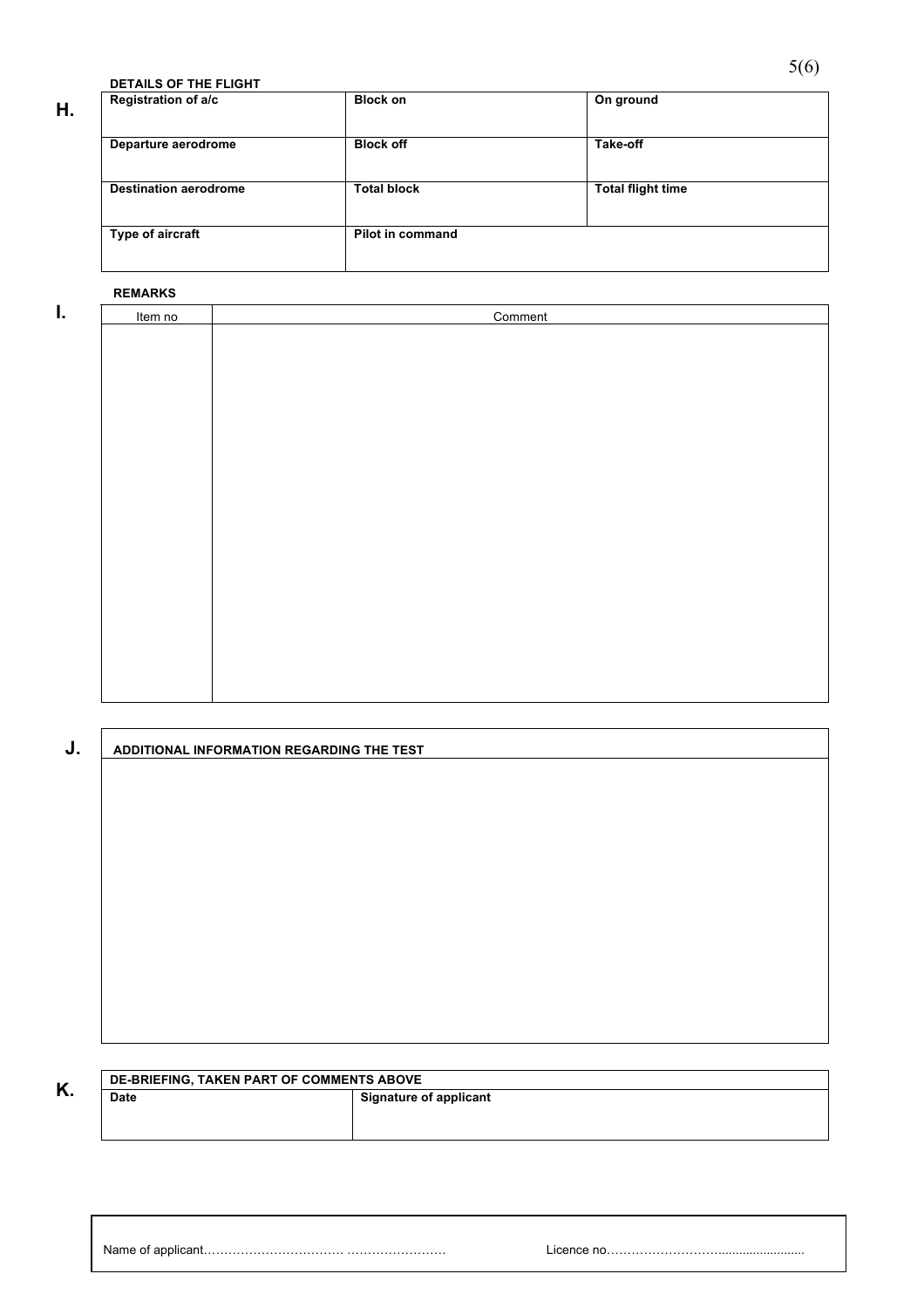## H. DETAILS OF THE FLIGHT

| Registration of a/c | Block on | On ground |
|---|---|---|
| Departure aerodrome | Block off | Take-off |
| Destination aerodrome | Total block | Total flight time |
| Type of aircraft | Pilot in command | |

## I. REMARKS

| Item no | Comment |
|---|---|
| | |

## J. ADDITIONAL INFORMATION REGARDING THE TEST

## K. DE-BRIEFING, TAKEN PART OF COMMENTS ABOVE

| Date | Signature of applicant |
|---|---|
| | |

Name of applicant……………………………. ……………………   Licence no………………………..........................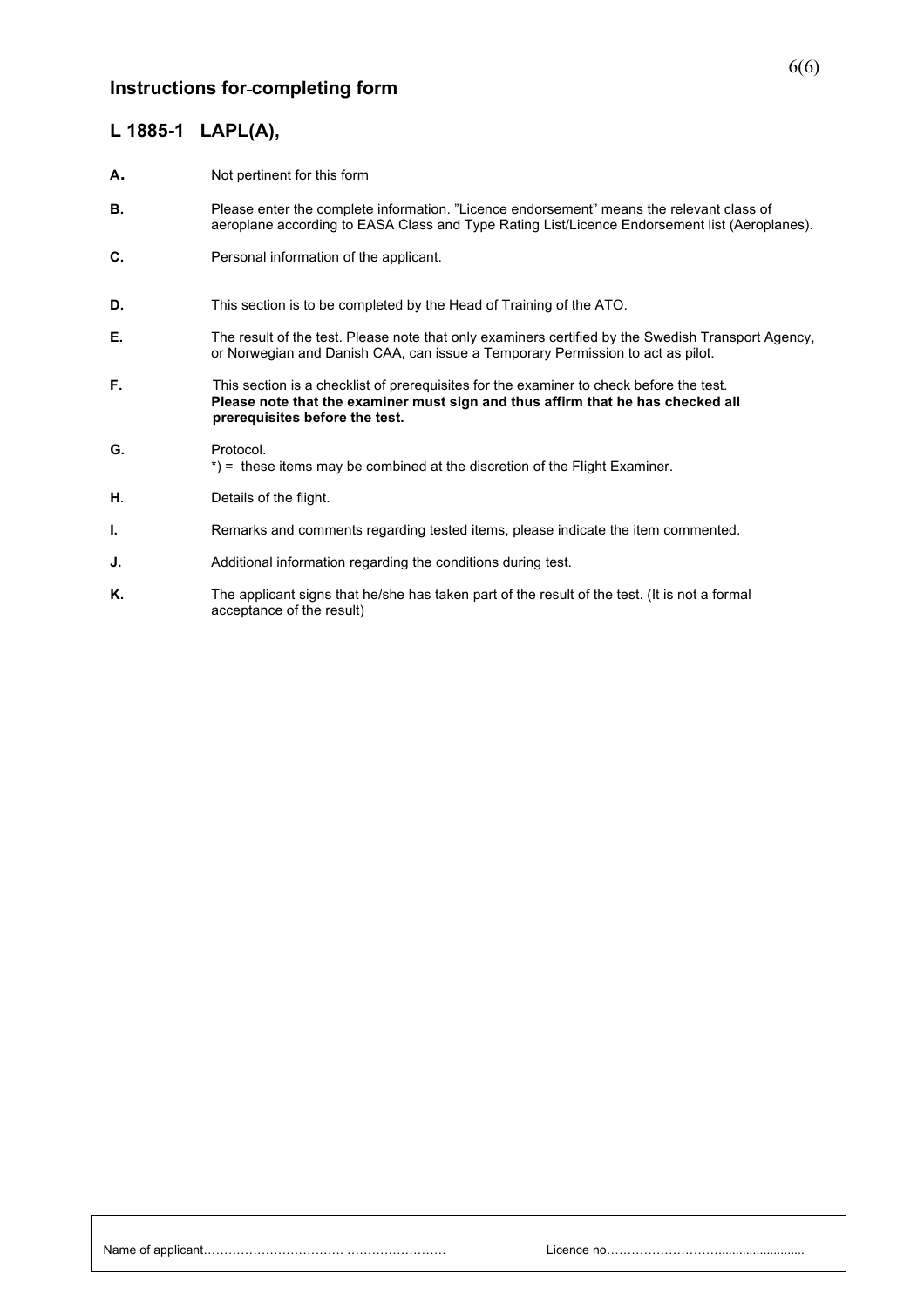## Instructions for-completing form

## L 1885-1 LAPL(A),

**A.** Not pertinent for this form

**B.** Please enter the complete information. ”Licence endorsement” means the relevant class of aeroplane according to EASA Class and Type Rating List/Licence Endorsement list (Aeroplanes).

**C.** Personal information of the applicant.

**D.** This section is to be completed by the Head of Training of the ATO.

**E.** The result of the test. Please note that only examiners certified by the Swedish Transport Agency, or Norwegian and Danish CAA, can issue a Temporary Permission to act as pilot.

**F.** This section is a checklist of prerequisites for the examiner to check before the test. **Please note that the examiner must sign and thus affirm that he has checked all prerequisites before the test.**

**G.** Protocol.
*) = these items may be combined at the discretion of the Flight Examiner.

**H.** Details of the flight.

**I.** Remarks and comments regarding tested items, please indicate the item commented.

**J.** Additional information regarding the conditions during test.

**K.** The applicant signs that he/she has taken part of the result of the test. (It is not a formal acceptance of the result)

| | |
|---|---|
| Name of applicant……………………………. …………………… | Licence no……………………….......................... |